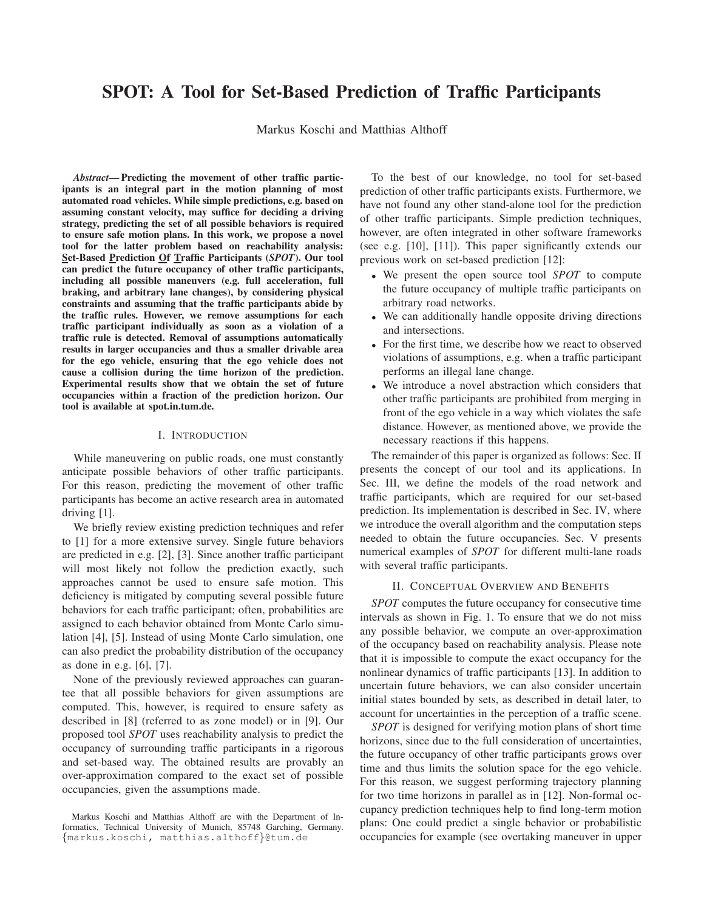# SPOT: A Tool for Set-Based Prediction of Traffic Participants

Markus Koschi and Matthias Althoff

***Abstract*— Predicting the movement of other traffic participants is an integral part in the motion planning of most automated road vehicles. While simple predictions, e.g. based on assuming constant velocity, may suffice for deciding a driving strategy, predicting the set of all possible behaviors is required to ensure safe motion plans. In this work, we propose a novel tool for the latter problem based on reachability analysis: Set-Based Prediction Of Traffic Participants (*SPOT*). Our tool can predict the future occupancy of other traffic participants, including all possible maneuvers (e.g. full acceleration, full braking, and arbitrary lane changes), by considering physical constraints and assuming that the traffic participants abide by the traffic rules. However, we remove assumptions for each traffic participant individually as soon as a violation of a traffic rule is detected. Removal of assumptions automatically results in larger occupancies and thus a smaller drivable area for the ego vehicle, ensuring that the ego vehicle does not cause a collision during the time horizon of the prediction. Experimental results show that we obtain the set of future occupancies within a fraction of the prediction horizon. Our tool is available at spot.in.tum.de.**

## I. Introduction

While maneuvering on public roads, one must constantly anticipate possible behaviors of other traffic participants. For this reason, predicting the movement of other traffic participants has become an active research area in automated driving [1].

We briefly review existing prediction techniques and refer to [1] for a more extensive survey. Single future behaviors are predicted in e.g. [2], [3]. Since another traffic participant will most likely not follow the prediction exactly, such approaches cannot be used to ensure safe motion. This deficiency is mitigated by computing several possible future behaviors for each traffic participant; often, probabilities are assigned to each behavior obtained from Monte Carlo simulation [4], [5]. Instead of using Monte Carlo simulation, one can also predict the probability distribution of the occupancy as done in e.g. [6], [7].

None of the previously reviewed approaches can guarantee that all possible behaviors for given assumptions are computed. This, however, is required to ensure safety as described in [8] (referred to as zone model) or in [9]. Our proposed tool *SPOT* uses reachability analysis to predict the occupancy of surrounding traffic participants in a rigorous and set-based way. The obtained results are provably an over-approximation compared to the exact set of possible occupancies, given the assumptions made.

Markus Koschi and Matthias Althoff are with the Department of Informatics, Technical University of Munich, 85748 Garching, Germany. {markus.koschi, matthias.althoff}@tum.de

To the best of our knowledge, no tool for set-based prediction of other traffic participants exists. Furthermore, we have not found any other stand-alone tool for the prediction of other traffic participants. Simple prediction techniques, however, are often integrated in other software frameworks (see e.g. [10], [11]). This paper significantly extends our previous work on set-based prediction [12]:

- We present the open source tool *SPOT* to compute the future occupancy of multiple traffic participants on arbitrary road networks.
- We can additionally handle opposite driving directions and intersections.
- For the first time, we describe how we react to observed violations of assumptions, e.g. when a traffic participant performs an illegal lane change.
- We introduce a novel abstraction which considers that other traffic participants are prohibited from merging in front of the ego vehicle in a way which violates the safe distance. However, as mentioned above, we provide the necessary reactions if this happens.

The remainder of this paper is organized as follows: Sec. II presents the concept of our tool and its applications. In Sec. III, we define the models of the road network and traffic participants, which are required for our set-based prediction. Its implementation is described in Sec. IV, where we introduce the overall algorithm and the computation steps needed to obtain the future occupancies. Sec. V presents numerical examples of *SPOT* for different multi-lane roads with several traffic participants.

## II. Conceptual Overview and Benefits

*SPOT* computes the future occupancy for consecutive time intervals as shown in Fig. 1. To ensure that we do not miss any possible behavior, we compute an over-approximation of the occupancy based on reachability analysis. Please note that it is impossible to compute the exact occupancy for the nonlinear dynamics of traffic participants [13]. In addition to uncertain future behaviors, we can also consider uncertain initial states bounded by sets, as described in detail later, to account for uncertainties in the perception of a traffic scene.

*SPOT* is designed for verifying motion plans of short time horizons, since due to the full consideration of uncertainties, the future occupancy of other traffic participants grows over time and thus limits the solution space for the ego vehicle. For this reason, we suggest performing trajectory planning for two time horizons in parallel as in [12]. Non-formal occupancy prediction techniques help to find long-term motion plans: One could predict a single behavior or probabilistic occupancies for example (see overtaking maneuver in upper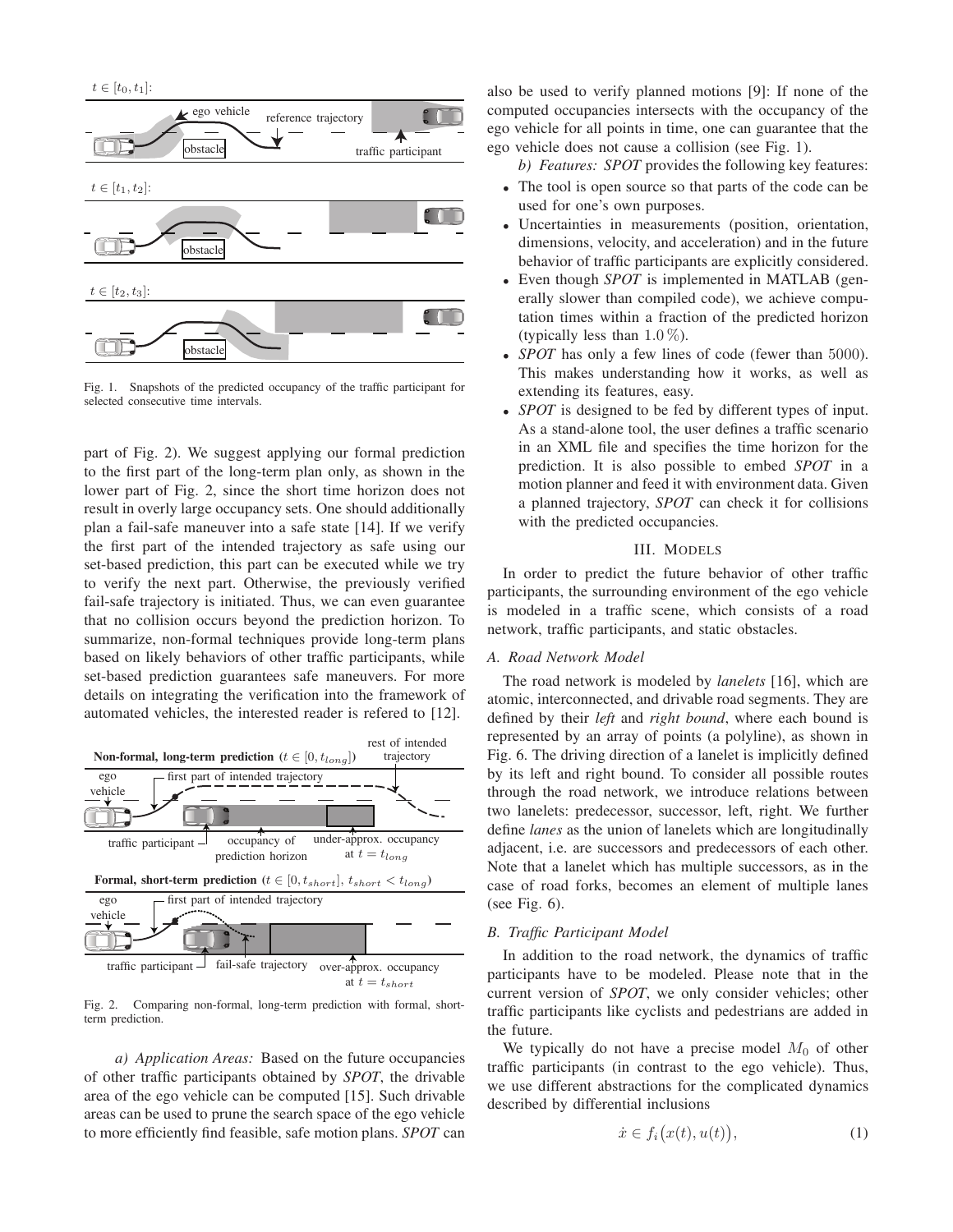Fig. 1. Snapshots of the predicted occupancy of the traffic participant for selected consecutive time intervals.

part of Fig. 2). We suggest applying our formal prediction to the first part of the long-term plan only, as shown in the lower part of Fig. 2, since the short time horizon does not result in overly large occupancy sets. One should additionally plan a fail-safe maneuver into a safe state [14]. If we verify the first part of the intended trajectory as safe using our set-based prediction, this part can be executed while we try to verify the next part. Otherwise, the previously verified fail-safe trajectory is initiated. Thus, we can even guarantee that no collision occurs beyond the prediction horizon. To summarize, non-formal techniques provide long-term plans based on likely behaviors of other traffic participants, while set-based prediction guarantees safe maneuvers. For more details on integrating the verification into the framework of automated vehicles, the interested reader is refered to [12].

Fig. 2. Comparing non-formal, long-term prediction with formal, short-term prediction.

*a) Application Areas:* Based on the future occupancies of other traffic participants obtained by *SPOT*, the drivable area of the ego vehicle can be computed [15]. Such drivable areas can be used to prune the search space of the ego vehicle to more efficiently find feasible, safe motion plans. *SPOT* can also be used to verify planned motions [9]: If none of the computed occupancies intersects with the occupancy of the ego vehicle for all points in time, one can guarantee that the ego vehicle does not cause a collision (see Fig. 1).

*b) Features: SPOT* provides the following key features:

- The tool is open source so that parts of the code can be used for one's own purposes.
- Uncertainties in measurements (position, orientation, dimensions, velocity, and acceleration) and in the future behavior of traffic participants are explicitly considered.
- Even though *SPOT* is implemented in MATLAB (generally slower than compiled code), we achieve computation times within a fraction of the predicted horizon (typically less than $1.0\,\%$).
- *SPOT* has only a few lines of code (fewer than $5000$). This makes understanding how it works, as well as extending its features, easy.
- *SPOT* is designed to be fed by different types of input. As a stand-alone tool, the user defines a traffic scenario in an XML file and specifies the time horizon for the prediction. It is also possible to embed *SPOT* in a motion planner and feed it with environment data. Given a planned trajectory, *SPOT* can check it for collisions with the predicted occupancies.

## III. Models

In order to predict the future behavior of other traffic participants, the surrounding environment of the ego vehicle is modeled in a traffic scene, which consists of a road network, traffic participants, and static obstacles.

### A. Road Network Model

The road network is modeled by *lanelets* [16], which are atomic, interconnected, and drivable road segments. They are defined by their *left* and *right bound*, where each bound is represented by an array of points (a polyline), as shown in Fig. 6. The driving direction of a lanelet is implicitly defined by its left and right bound. To consider all possible routes through the road network, we introduce relations between two lanelets: predecessor, successor, left, right. We further define *lanes* as the union of lanelets which are longitudinally adjacent, i.e. are successors and predecessors of each other. Note that a lanelet which has multiple successors, as in the case of road forks, becomes an element of multiple lanes (see Fig. 6).

### B. Traffic Participant Model

In addition to the road network, the dynamics of traffic participants have to be modeled. Please note that in the current version of *SPOT*, we only consider vehicles; other traffic participants like cyclists and pedestrians are added in the future.

We typically do not have a precise model $M_0$ of other traffic participants (in contrast to the ego vehicle). Thus, we use different abstractions for the complicated dynamics described by differential inclusions

$$\dot{x} \in f_i\big(x(t), u(t)\big), \tag{1}$$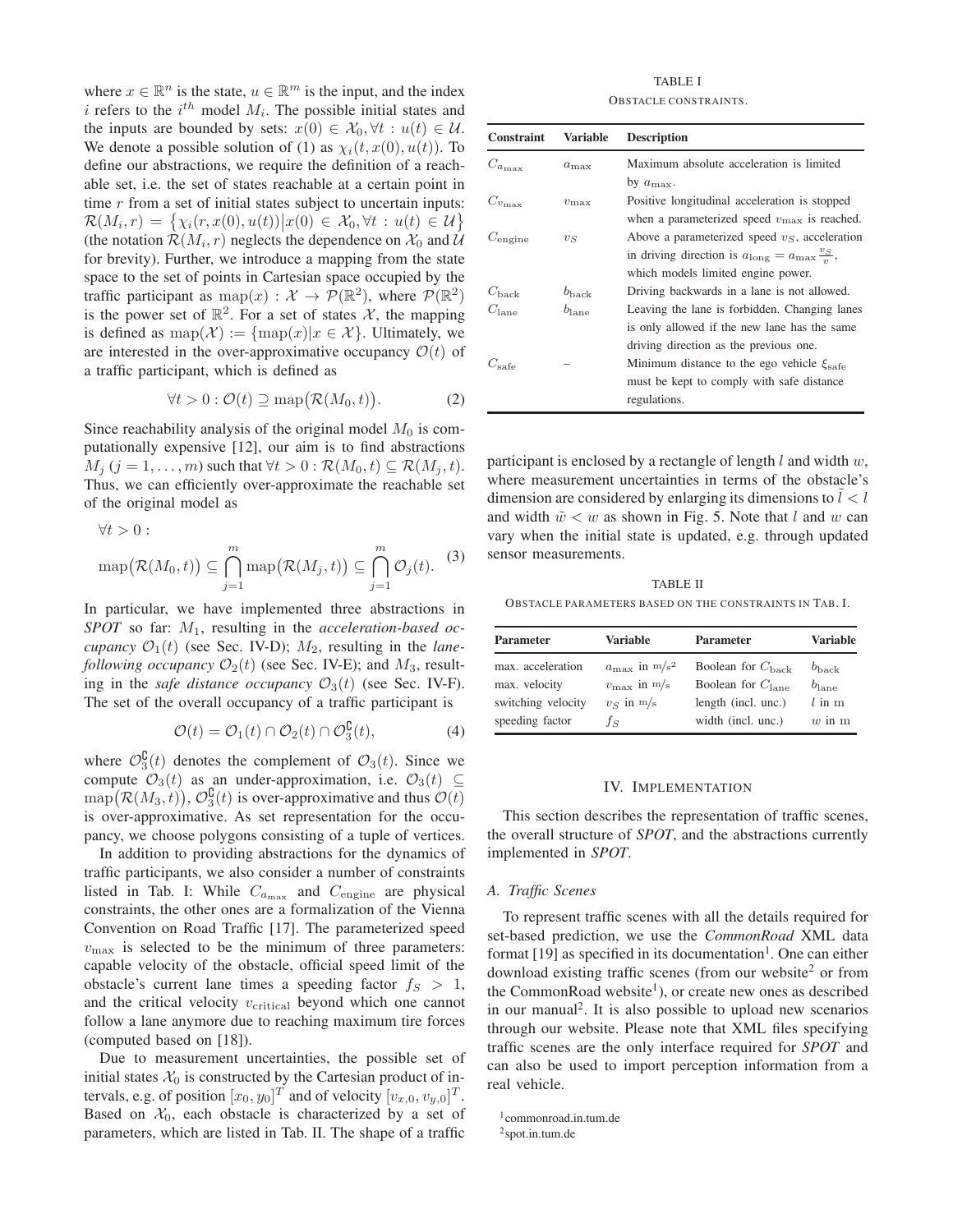where $x \in \mathbb{R}^n$ is the state, $u \in \mathbb{R}^m$ is the input, and the index $i$ refers to the $i^{th}$ model $M_i$. The possible initial states and the inputs are bounded by sets: $x(0) \in \mathcal{X}_0, \forall t : u(t) \in \mathcal{U}$. We denote a possible solution of (1) as $\chi_i(t, x(0), u(t))$. To define our abstractions, we require the definition of a reachable set, i.e. the set of states reachable at a certain point in time $r$ from a set of initial states subject to uncertain inputs: $\mathcal{R}(M_i, r) = \{\chi_i(r, x(0), u(t)) | x(0) \in \mathcal{X}_0, \forall t : u(t) \in \mathcal{U}\}$ (the notation $\mathcal{R}(M_i, r)$ neglects the dependence on $\mathcal{X}_0$ and $\mathcal{U}$ for brevity). Further, we introduce a mapping from the state space to the set of points in Cartesian space occupied by the traffic participant as $\text{map}(x) : \mathcal{X} \to \mathcal{P}(\mathbb{R}^2)$, where $\mathcal{P}(\mathbb{R}^2)$ is the power set of $\mathbb{R}^2$. For a set of states $\mathcal{X}$, the mapping is defined as $\text{map}(\mathcal{X}) := \{\text{map}(x) | x \in \mathcal{X}\}$. Ultimately, we are interested in the over-approximative occupancy $\mathcal{O}(t)$ of a traffic participant, which is defined as

$$\forall t > 0 : \mathcal{O}(t) \supseteq \text{map}\big(\mathcal{R}(M_0, t)\big). \quad (2)$$

Since reachability analysis of the original model $M_0$ is computationally expensive [12], our aim is to find abstractions $M_j$ $(j = 1, \ldots, m)$ such that $\forall t > 0 : \mathcal{R}(M_0, t) \subseteq \mathcal{R}(M_j, t)$. Thus, we can efficiently over-approximate the reachable set of the original model as

$$\forall t > 0 : \\ \text{map}\big(\mathcal{R}(M_0, t)\big) \subseteq \bigcap_{j=1}^{m} \text{map}\big(\mathcal{R}(M_j, t)\big) \subseteq \bigcap_{j=1}^{m} \mathcal{O}_j(t). \quad (3)$$

In particular, we have implemented three abstractions in *SPOT* so far: $M_1$, resulting in the *acceleration-based occupancy* $\mathcal{O}_1(t)$ (see Sec. IV-D); $M_2$, resulting in the *lane-following occupancy* $\mathcal{O}_2(t)$ (see Sec. IV-E); and $M_3$, resulting in the *safe distance occupancy* $\mathcal{O}_3(t)$ (see Sec. IV-F). The set of the overall occupancy of a traffic participant is

$$\mathcal{O}(t) = \mathcal{O}_1(t) \cap \mathcal{O}_2(t) \cap \mathcal{O}_3^{\complement}(t), \quad (4)$$

where $\mathcal{O}_3^{\complement}(t)$ denotes the complement of $\mathcal{O}_3(t)$. Since we compute $\mathcal{O}_3(t)$ as an under-approximation, i.e. $\mathcal{O}_3(t) \subseteq \text{map}\big(\mathcal{R}(M_3, t)\big)$, $\mathcal{O}_3^{\complement}(t)$ is over-approximative and thus $\mathcal{O}(t)$ is over-approximative. As set representation for the occupancy, we choose polygons consisting of a tuple of vertices.

In addition to providing abstractions for the dynamics of traffic participants, we also consider a number of constraints listed in Tab. I: While $C_{a_{\max}}$ and $C_{\text{engine}}$ are physical constraints, the other ones are a formalization of the Vienna Convention on Road Traffic [17]. The parameterized speed $v_{\max}$ is selected to be the minimum of three parameters: capable velocity of the obstacle, official speed limit of the obstacle's current lane times a speeding factor $f_S > 1$, and the critical velocity $v_{\text{critical}}$ beyond which one cannot follow a lane anymore due to reaching maximum tire forces (computed based on [18]).

Due to measurement uncertainties, the possible set of initial states $\mathcal{X}_0$ is constructed by the Cartesian product of intervals, e.g. of position $[x_0, y_0]^T$ and of velocity $[v_{x,0}, v_{y,0}]^T$. Based on $\mathcal{X}_0$, each obstacle is characterized by a set of parameters, which are listed in Tab. II. The shape of a traffic participant is enclosed by a rectangle of length $l$ and width $w$, where measurement uncertainties in terms of the obstacle's dimension are considered by enlarging its dimensions to $\tilde{l} < l$ and width $\tilde{w} < w$ as shown in Fig. 5. Note that $l$ and $w$ can vary when the initial state is updated, e.g. through updated sensor measurements.

TABLE I
OBSTACLE CONSTRAINTS.

| Constraint | Variable | Description |
|---|---|---|
| $C_{a_{\max}}$ | $a_{\max}$ | Maximum absolute acceleration is limited by $a_{\max}$. |
| $C_{v_{\max}}$ | $v_{\max}$ | Positive longitudinal acceleration is stopped when a parameterized speed $v_{\max}$ is reached. |
| $C_{\text{engine}}$ | $v_S$ | Above a parameterized speed $v_S$, acceleration in driving direction is $a_{\text{long}} = a_{\max}\frac{v_S}{v}$, which models limited engine power. |
| $C_{\text{back}}$ | $b_{\text{back}}$ | Driving backwards in a lane is not allowed. |
| $C_{\text{lane}}$ | $b_{\text{lane}}$ | Leaving the lane is forbidden. Changing lanes is only allowed if the new lane has the same driving direction as the previous one. |
| $C_{\text{safe}}$ | – | Minimum distance to the ego vehicle $\xi_{\text{safe}}$ must be kept to comply with safe distance regulations. |

TABLE II
OBSTACLE PARAMETERS BASED ON THE CONSTRAINTS IN TAB. I.

| Parameter | Variable | Parameter | Variable |
|---|---|---|---|
| max. acceleration | $a_{\max}$ in $\text{m/s}^2$ | Boolean for $C_{\text{back}}$ | $b_{\text{back}}$ |
| max. velocity | $v_{\max}$ in m/s | Boolean for $C_{\text{lane}}$ | $b_{\text{lane}}$ |
| switching velocity | $v_S$ in m/s | length (incl. unc.) | $l$ in m |
| speeding factor | $f_S$ | width (incl. unc.) | $w$ in m |

## IV. IMPLEMENTATION

This section describes the representation of traffic scenes, the overall structure of *SPOT*, and the abstractions currently implemented in *SPOT*.

### A. Traffic Scenes

To represent traffic scenes with all the details required for set-based prediction, we use the *CommonRoad* XML data format [19] as specified in its documentation[1]. One can either download existing traffic scenes (from our website[2] or from the CommonRoad website[1]), or create new ones as described in our manual[2]. It is also possible to upload new scenarios through our website. Please note that XML files specifying traffic scenes are the only interface required for *SPOT* and can also be used to import perception information from a real vehicle.

[1] commonroad.in.tum.de
[2] spot.in.tum.de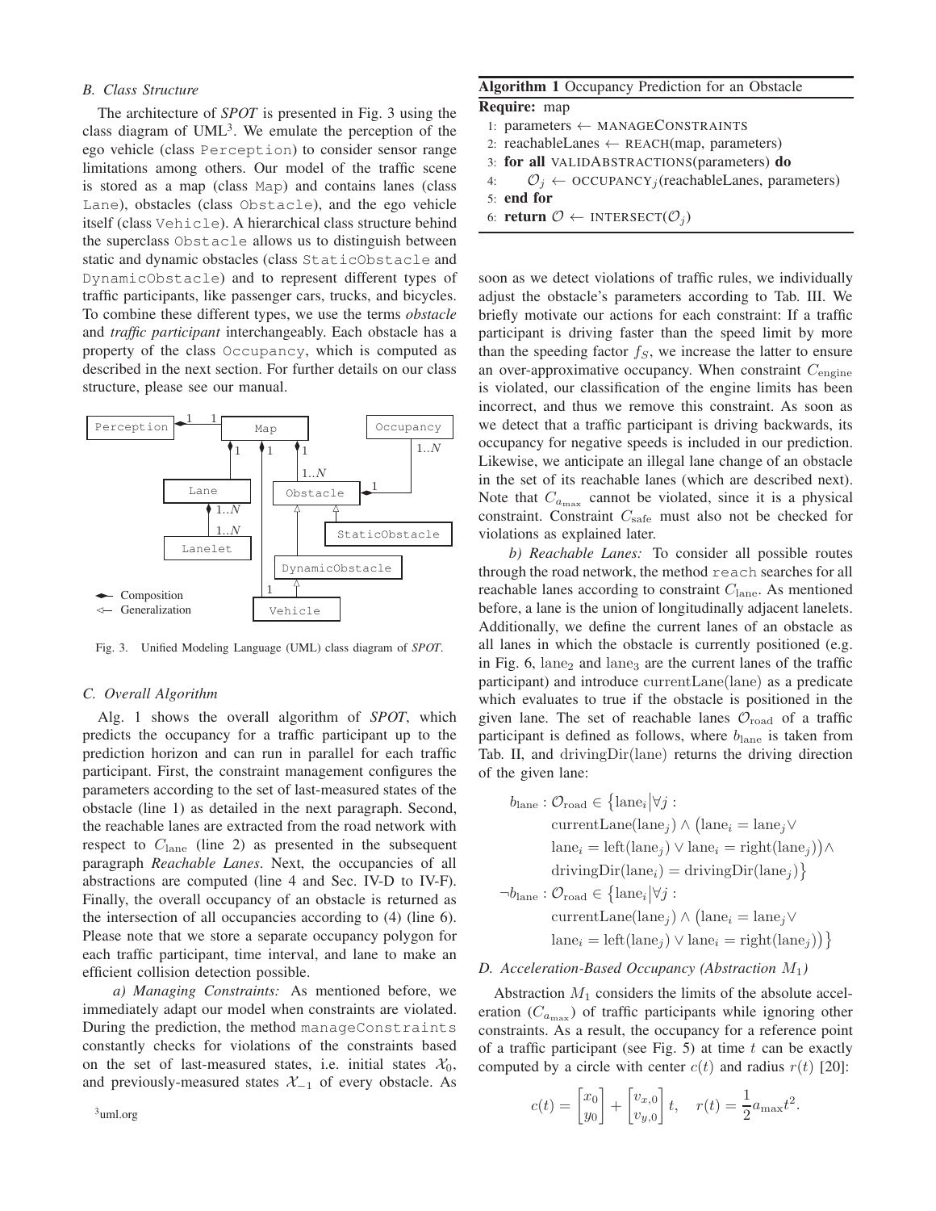### B. Class Structure

The architecture of *SPOT* is presented in Fig. 3 using the class diagram of UML[3]. We emulate the perception of the ego vehicle (class `Perception`) to consider sensor range limitations among others. Our model of the traffic scene is stored as a map (class `Map`) and contains lanes (class `Lane`), obstacles (class `Obstacle`), and the ego vehicle itself (class `Vehicle`). A hierarchical class structure behind the superclass `Obstacle` allows us to distinguish between static and dynamic obstacles (class `StaticObstacle` and `DynamicObstacle`) and to represent different types of traffic participants, like passenger cars, trucks, and bicycles. To combine these different types, we use the terms *obstacle* and *traffic participant* interchangeably. Each obstacle has a property of the class `Occupancy`, which is computed as described in the next section. For further details on our class structure, please see our manual.

Fig. 3. Unified Modeling Language (UML) class diagram of *SPOT*.

### C. Overall Algorithm

Alg. 1 shows the overall algorithm of *SPOT*, which predicts the occupancy for a traffic participant up to the prediction horizon and can run in parallel for each traffic participant. First, the constraint management configures the parameters according to the set of last-measured states of the obstacle (line 1) as detailed in the next paragraph. Second, the reachable lanes are extracted from the road network with respect to $C_{\text{lane}}$ (line 2) as presented in the subsequent paragraph *Reachable Lanes*. Next, the occupancies of all abstractions are computed (line 4 and Sec. IV-D to IV-F). Finally, the overall occupancy of an obstacle is returned as the intersection of all occupancies according to (4) (line 6). Please note that we store a separate occupancy polygon for each traffic participant, time interval, and lane to make an efficient collision detection possible.

*a) Managing Constraints:* As mentioned before, we immediately adapt our model when constraints are violated. During the prediction, the method `manageConstraints` constantly checks for violations of the constraints based on the set of last-measured states, i.e. initial states $\mathcal{X}_0$, and previously-measured states $\mathcal{X}_{-1}$ of every obstacle. As

[3]uml.org

**Algorithm 1** Occupancy Prediction for an Obstacle

**Require:** map

1: parameters ← MANAGECONSTRAINTS
2: reachableLanes ← REACH(map, parameters)
3: **for all** VALIDABSTRACTIONS(parameters) **do**
4: $\quad \mathcal{O}_j \leftarrow$ OCCUPANCY$_j$(reachableLanes, parameters)
5: **end for**
6: **return** $\mathcal{O} \leftarrow$ INTERSECT($\mathcal{O}_j$)

soon as we detect violations of traffic rules, we individually adjust the obstacle's parameters according to Tab. III. We briefly motivate our actions for each constraint: If a traffic participant is driving faster than the speed limit by more than the speeding factor $f_S$, we increase the latter to ensure an over-approximative occupancy. When constraint $C_{\text{engine}}$ is violated, our classification of the engine limits has been incorrect, and thus we remove this constraint. As soon as we detect that a traffic participant is driving backwards, its occupancy for negative speeds is included in our prediction. Likewise, we anticipate an illegal lane change of an obstacle in the set of its reachable lanes (which are described next). Note that $C_{a_{\max}}$ cannot be violated, since it is a physical constraint. Constraint $C_{\text{safe}}$ must also not be checked for violations as explained later.

*b) Reachable Lanes:* To consider all possible routes through the road network, the method `reach` searches for all reachable lanes according to constraint $C_{\text{lane}}$. As mentioned before, a lane is the union of longitudinally adjacent lanelets. Additionally, we define the current lanes of an obstacle as all lanes in which the obstacle is currently positioned (e.g. in Fig. 6, $\text{lane}_2$ and $\text{lane}_3$ are the current lanes of the traffic participant) and introduce $\text{currentLane}(\text{lane})$ as a predicate which evaluates to true if the obstacle is positioned in the given lane. The set of reachable lanes $\mathcal{O}_{\text{road}}$ of a traffic participant is defined as follows, where $b_{\text{lane}}$ is taken from Tab. II, and $\text{drivingDir}(\text{lane})$ returns the driving direction of the given lane:

$$
\begin{aligned}
b_{\text{lane}} : \mathcal{O}_{\text{road}} \in \big\{ &\text{lane}_i \big| \forall j : \\
&\text{currentLane}(\text{lane}_j) \wedge \big(\text{lane}_i = \text{lane}_j \vee \\
&\text{lane}_i = \text{left}(\text{lane}_j) \vee \text{lane}_i = \text{right}(\text{lane}_j)\big) \wedge \\
&\text{drivingDir}(\text{lane}_i) = \text{drivingDir}(\text{lane}_j) \big\} \\
\neg b_{\text{lane}} : \mathcal{O}_{\text{road}} \in \big\{ &\text{lane}_i \big| \forall j : \\
&\text{currentLane}(\text{lane}_j) \wedge \big(\text{lane}_i = \text{lane}_j \vee \\
&\text{lane}_i = \text{left}(\text{lane}_j) \vee \text{lane}_i = \text{right}(\text{lane}_j)\big) \big\}
\end{aligned}
$$

### D. Acceleration-Based Occupancy (Abstraction $M_1$)

Abstraction $M_1$ considers the limits of the absolute acceleration ($C_{a_{\max}}$) of traffic participants while ignoring other constraints. As a result, the occupancy for a reference point of a traffic participant (see Fig. 5) at time $t$ can be exactly computed by a circle with center $c(t)$ and radius $r(t)$ [20]:

$$
c(t) = \begin{bmatrix} x_0 \\ y_0 \end{bmatrix} + \begin{bmatrix} v_{x,0} \\ v_{y,0} \end{bmatrix} t, \quad r(t) = \frac{1}{2} a_{\max} t^2.
$$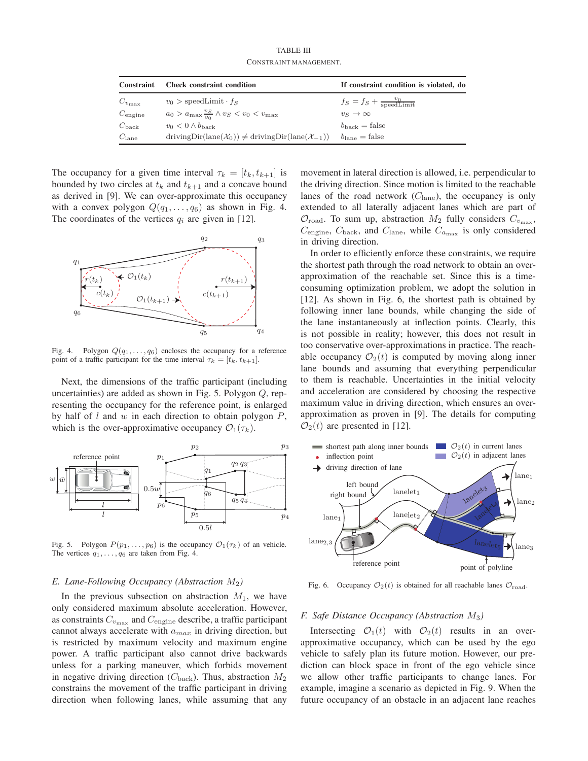TABLE III

CONSTRAINT MANAGEMENT.

| Constraint | Check constraint condition | If constraint condition is violated, do |
|---|---|---|
| $C_{v_{\max}}$ | $v_0 > \text{speedLimit} \cdot f_S$ | $f_S = f_S + \frac{v_0}{\text{speedLimit}}$ |
| $C_{\text{engine}}$ | $a_0 > a_{\max} \frac{v_S}{v_0} \wedge v_S < v_0 < v_{\max}$ | $v_S \to \infty$ |
| $C_{\text{back}}$ | $v_0 < 0 \wedge b_{\text{back}}$ | $b_{\text{back}} = \text{false}$ |
| $C_{\text{lane}}$ | $\text{drivingDir}(\text{lane}(\mathcal{X}_0)) \neq \text{drivingDir}(\text{lane}(\mathcal{X}_{-1}))$ | $b_{\text{lane}} = \text{false}$ |

The occupancy for a given time interval $\tau_k = [t_k, t_{k+1}]$ is bounded by two circles at $t_k$ and $t_{k+1}$ and a concave bound as derived in [9]. We can over-approximate this occupancy with a convex polygon $Q(q_1, \ldots, q_6)$ as shown in Fig. 4. The coordinates of the vertices $q_i$ are given in [12].

Fig. 4. Polygon $Q(q_1, \ldots, q_6)$ encloses the occupancy for a reference point of a traffic participant for the time interval $\tau_k = [t_k, t_{k+1}]$.

Next, the dimensions of the traffic participant (including uncertainties) are added as shown in Fig. 5. Polygon $Q$, representing the occupancy for the reference point, is enlarged by half of $l$ and $w$ in each direction to obtain polygon $P$, which is the over-approximative occupancy $\mathcal{O}_1(\tau_k)$.

Fig. 5. Polygon $P(p_1, \ldots, p_6)$ is the occupancy $\mathcal{O}_1(\tau_k)$ of an vehicle. The vertices $q_1, \ldots, q_6$ are taken from Fig. 4.

### E. Lane-Following Occupancy (Abstraction $M_2$)

In the previous subsection on abstraction $M_1$, we have only considered maximum absolute acceleration. However, as constraints $C_{v_{\max}}$ and $C_{\text{engine}}$ describe, a traffic participant cannot always accelerate with $a_{max}$ in driving direction, but is restricted by maximum velocity and maximum engine power. A traffic participant also cannot drive backwards unless for a parking maneuver, which forbids movement in negative driving direction ($C_{\text{back}}$). Thus, abstraction $M_2$ constrains the movement of the traffic participant in driving direction when following lanes, while assuming that any movement in lateral direction is allowed, i.e. perpendicular to the driving direction. Since motion is limited to the reachable lanes of the road network ($C_{\text{lane}}$), the occupancy is only extended to all laterally adjacent lanes which are part of $\mathcal{O}_{\text{road}}$. To sum up, abstraction $M_2$ fully considers $C_{v_{\max}}$, $C_{\text{engine}}$, $C_{\text{back}}$, and $C_{\text{lane}}$, while $C_{a_{\max}}$ is only considered in driving direction.

In order to efficiently enforce these constraints, we require the shortest path through the road network to obtain an over-approximation of the reachable set. Since this is a time-consuming optimization problem, we adopt the solution in [12]. As shown in Fig. 6, the shortest path is obtained by following inner lane bounds, while changing the side of the lane instantaneously at inflection points. Clearly, this is not possible in reality; however, this does not result in too conservative over-approximations in practice. The reachable occupancy $\mathcal{O}_2(t)$ is computed by moving along inner lane bounds and assuming that everything perpendicular to them is reachable. Uncertainties in the initial velocity and acceleration are considered by choosing the respective maximum value in driving direction, which ensures an over-approximation as proven in [9]. The details for computing $\mathcal{O}_2(t)$ are presented in [12].

Fig. 6. Occupancy $\mathcal{O}_2(t)$ is obtained for all reachable lanes $\mathcal{O}_{\text{road}}$.

### F. Safe Distance Occupancy (Abstraction $M_3$)

Intersecting $\mathcal{O}_1(t)$ with $\mathcal{O}_2(t)$ results in an over-approximative occupancy, which can be used by the ego vehicle to safely plan its future motion. However, our prediction can block space in front of the ego vehicle since we allow other traffic participants to change lanes. For example, imagine a scenario as depicted in Fig. 9. When the future occupancy of an obstacle in an adjacent lane reaches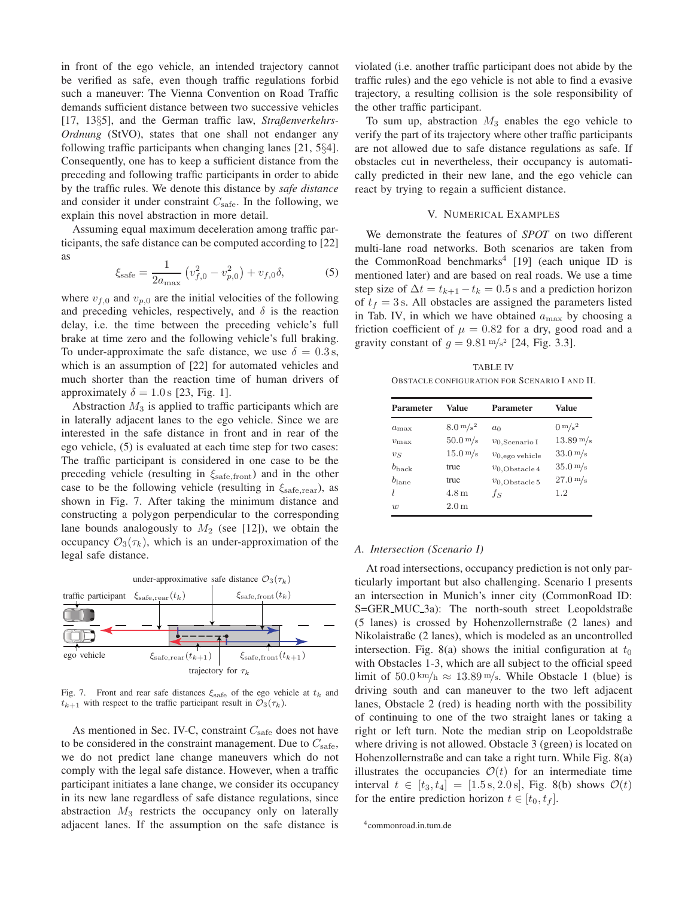in front of the ego vehicle, an intended trajectory cannot be verified as safe, even though traffic regulations forbid such a maneuver: The Vienna Convention on Road Traffic demands sufficient distance between two successive vehicles [17, 13§5], and the German traffic law, *Straßenverkehrs-Ordnung* (StVO), states that one shall not endanger any following traffic participants when changing lanes [21, 5§4]. Consequently, one has to keep a sufficient distance from the preceding and following traffic participants in order to abide by the traffic rules. We denote this distance by *safe distance* and consider it under constraint $C_{\text{safe}}$. In the following, we explain this novel abstraction in more detail.

Assuming equal maximum deceleration among traffic participants, the safe distance can be computed according to [22] as

$$\xi_{\text{safe}} = \frac{1}{2a_{\max}}\left(v_{f,0}^2 - v_{p,0}^2\right) + v_{f,0}\delta, \tag{5}$$

where $v_{f,0}$ and $v_{p,0}$ are the initial velocities of the following and preceding vehicles, respectively, and $\delta$ is the reaction delay, i.e. the time between the preceding vehicle's full brake at time zero and the following vehicle's full braking. To under-approximate the safe distance, we use $\delta = 0.3\,\text{s}$, which is an assumption of [22] for automated vehicles and much shorter than the reaction time of human drivers of approximately $\delta = 1.0\,\text{s}$ [23, Fig. 1].

Abstraction $M_3$ is applied to traffic participants which are in laterally adjacent lanes to the ego vehicle. Since we are interested in the safe distance in front and in rear of the ego vehicle, (5) is evaluated at each time step for two cases: The traffic participant is considered in one case to be the preceding vehicle (resulting in $\xi_{\text{safe,front}}$) and in the other case to be the following vehicle (resulting in $\xi_{\text{safe,rear}}$), as shown in Fig. 7. After taking the minimum distance and constructing a polygon perpendicular to the corresponding lane bounds analogously to $M_2$ (see [12]), we obtain the occupancy $\mathcal{O}_3(\tau_k)$, which is an under-approximation of the legal safe distance.

Fig. 7. Front and rear safe distances $\xi_{\text{safe}}$ of the ego vehicle at $t_k$ and $t_{k+1}$ with respect to the traffic participant result in $\mathcal{O}_3(\tau_k)$.

As mentioned in Sec. IV-C, constraint $C_{\text{safe}}$ does not have to be considered in the constraint management. Due to $C_{\text{safe}}$, we do not predict lane change maneuvers which do not comply with the legal safe distance. However, when a traffic participant initiates a lane change, we consider its occupancy in its new lane regardless of safe distance regulations, since abstraction $M_3$ restricts the occupancy only on laterally adjacent lanes. If the assumption on the safe distance is violated (i.e. another traffic participant does not abide by the traffic rules) and the ego vehicle is not able to find a evasive trajectory, a resulting collision is the sole responsibility of the other traffic participant.

To sum up, abstraction $M_3$ enables the ego vehicle to verify the part of its trajectory where other traffic participants are not allowed due to safe distance regulations as safe. If obstacles cut in nevertheless, their occupancy is automatically predicted in their new lane, and the ego vehicle can react by trying to regain a sufficient distance.

## V. Numerical Examples

We demonstrate the features of *SPOT* on two different multi-lane road networks. Both scenarios are taken from the CommonRoad benchmarks[4] [19] (each unique ID is mentioned later) and are based on real roads. We use a time step size of $\Delta t = t_{k+1} - t_k = 0.5\,\text{s}$ and a prediction horizon of $t_f = 3\,\text{s}$. All obstacles are assigned the parameters listed in Tab. IV, in which we have obtained $a_{\max}$ by choosing a friction coefficient of $\mu = 0.82$ for a dry, good road and a gravity constant of $g = 9.81\,\text{m/s}^2$ [24, Fig. 3.3].

TABLE IV
OBSTACLE CONFIGURATION FOR SCENARIO I AND II.

| Parameter | Value | Parameter | Value |
|---|---|---|---|
| $a_{\max}$ | $8.0\,\text{m/s}^2$ | $a_0$ | $0\,\text{m/s}^2$ |
| $v_{\max}$ | $50.0\,\text{m/s}$ | $v_{0,\text{Scenario I}}$ | $13.89\,\text{m/s}$ |
| $v_S$ | $15.0\,\text{m/s}$ | $v_{0,\text{ego vehicle}}$ | $33.0\,\text{m/s}$ |
| $b_{\text{back}}$ | true | $v_{0,\text{Obstacle 4}}$ | $35.0\,\text{m/s}$ |
| $b_{\text{lane}}$ | true | $v_{0,\text{Obstacle 5}}$ | $27.0\,\text{m/s}$ |
| $l$ | $4.8\,\text{m}$ | $f_S$ | 1.2 |
| $w$ | $2.0\,\text{m}$ | | |

### A. Intersection (Scenario I)

At road intersections, occupancy prediction is not only particularly important but also challenging. Scenario I presents an intersection in Munich's inner city (CommonRoad ID: S=GER_MUC_3a): The north-south street Leopoldstraße (5 lanes) is crossed by Hohenzollernstraße (2 lanes) and Nikolaistraße (2 lanes), which is modeled as an uncontrolled intersection. Fig. 8(a) shows the initial configuration at $t_0$ with Obstacles 1-3, which are all subject to the official speed limit of $50.0\,\text{km/h} \approx 13.89\,\text{m/s}$. While Obstacle 1 (blue) is driving south and can maneuver to the two left adjacent lanes, Obstacle 2 (red) is heading north with the possibility of continuing to one of the two straight lanes or taking a right or left turn. Note the median strip on Leopoldstraße where driving is not allowed. Obstacle 3 (green) is located on Hohenzollernstraße and can take a right turn. While Fig. 8(a) illustrates the occupancies $\mathcal{O}(t)$ for an intermediate time interval $t \in [t_3, t_4] = [1.5\,\text{s}, 2.0\,\text{s}]$, Fig. 8(b) shows $\mathcal{O}(t)$ for the entire prediction horizon $t \in [t_0, t_f]$.

[4] commonroad.in.tum.de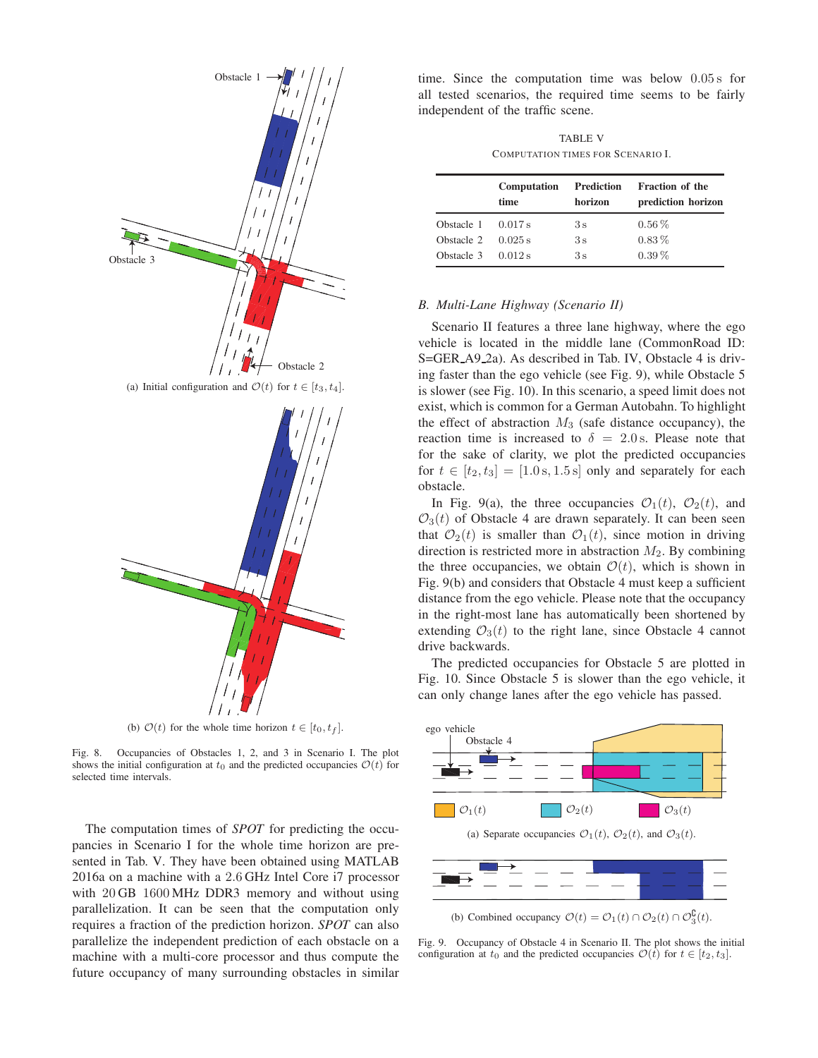(a) Initial configuration and $\mathcal{O}(t)$ for $t \in [t_3, t_4]$.

(b) $\mathcal{O}(t)$ for the whole time horizon $t \in [t_0, t_f]$.

Fig. 8. Occupancies of Obstacles 1, 2, and 3 in Scenario I. The plot shows the initial configuration at $t_0$ and the predicted occupancies $\mathcal{O}(t)$ for selected time intervals.

The computation times of *SPOT* for predicting the occupancies in Scenario I for the whole time horizon are presented in Tab. V. They have been obtained using MATLAB 2016a on a machine with a 2.6 GHz Intel Core i7 processor with 20 GB 1600 MHz DDR3 memory and without using parallelization. It can be seen that the computation only requires a fraction of the prediction horizon. *SPOT* can also parallelize the independent prediction of each obstacle on a machine with a multi-core processor and thus compute the future occupancy of many surrounding obstacles in similar time. Since the computation time was below 0.05 s for all tested scenarios, the required time seems to be fairly independent of the traffic scene.

TABLE V
COMPUTATION TIMES FOR SCENARIO I.

| | **Computation time** | **Prediction horizon** | **Fraction of the prediction horizon** |
|---|---|---|---|
| Obstacle 1 | 0.017 s | 3 s | 0.56 % |
| Obstacle 2 | 0.025 s | 3 s | 0.83 % |
| Obstacle 3 | 0.012 s | 3 s | 0.39 % |

### B. Multi-Lane Highway (Scenario II)

Scenario II features a three lane highway, where the ego vehicle is located in the middle lane (CommonRoad ID: S=GER_A9_2a). As described in Tab. IV, Obstacle 4 is driving faster than the ego vehicle (see Fig. 9), while Obstacle 5 is slower (see Fig. 10). In this scenario, a speed limit does not exist, which is common for a German Autobahn. To highlight the effect of abstraction $M_3$ (safe distance occupancy), the reaction time is increased to $\delta = 2.0$ s. Please note that for the sake of clarity, we plot the predicted occupancies for $t \in [t_2, t_3] = [1.0\,\text{s}, 1.5\,\text{s}]$ only and separately for each obstacle.

In Fig. 9(a), the three occupancies $\mathcal{O}_1(t)$, $\mathcal{O}_2(t)$, and $\mathcal{O}_3(t)$ of Obstacle 4 are drawn separately. It can been seen that $\mathcal{O}_2(t)$ is smaller than $\mathcal{O}_1(t)$, since motion in driving direction is restricted more in abstraction $M_2$. By combining the three occupancies, we obtain $\mathcal{O}(t)$, which is shown in Fig. 9(b) and considers that Obstacle 4 must keep a sufficient distance from the ego vehicle. Please note that the occupancy in the right-most lane has automatically been shortened by extending $\mathcal{O}_3(t)$ to the right lane, since Obstacle 4 cannot drive backwards.

The predicted occupancies for Obstacle 5 are plotted in Fig. 10. Since Obstacle 5 is slower than the ego vehicle, it can only change lanes after the ego vehicle has passed.

(a) Separate occupancies $\mathcal{O}_1(t)$, $\mathcal{O}_2(t)$, and $\mathcal{O}_3(t)$.

(b) Combined occupancy $\mathcal{O}(t) = \mathcal{O}_1(t) \cap \mathcal{O}_2(t) \cap \mathcal{O}_3^{\complement}(t)$.

Fig. 9. Occupancy of Obstacle 4 in Scenario II. The plot shows the initial configuration at $t_0$ and the predicted occupancies $\mathcal{O}(t)$ for $t \in [t_2, t_3]$.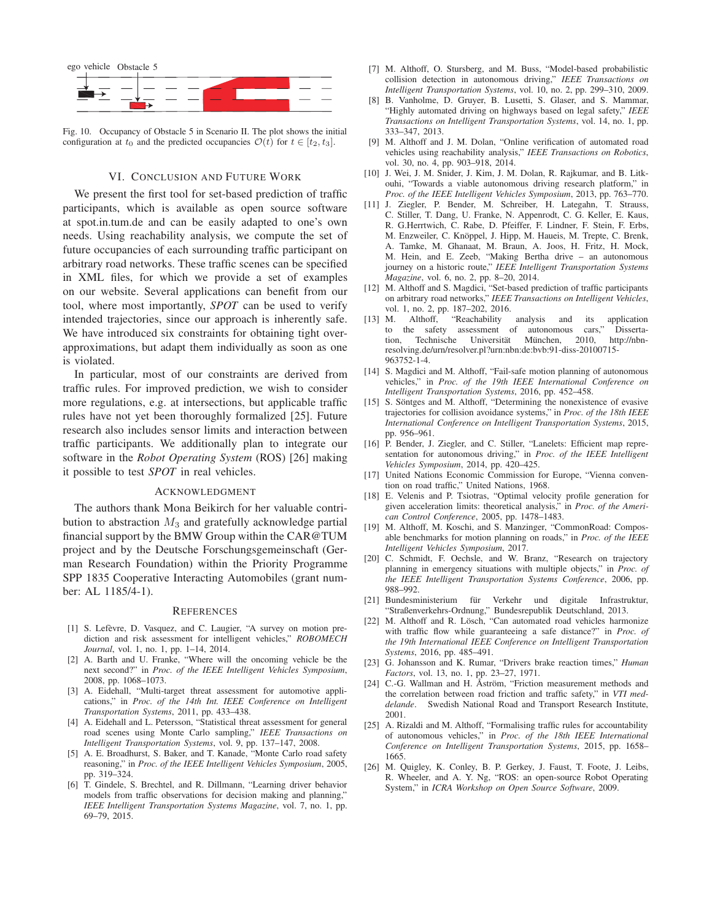ego vehicle Obstacle 5

Fig. 10. Occupancy of Obstacle 5 in Scenario II. The plot shows the initial configuration at $t_0$ and the predicted occupancies $\mathcal{O}(t)$ for $t \in [t_2, t_3]$.

## VI. Conclusion and Future Work

We present the first tool for set-based prediction of traffic participants, which is available as open source software at spot.in.tum.de and can be easily adapted to one's own needs. Using reachability analysis, we compute the set of future occupancies of each surrounding traffic participant on arbitrary road networks. These traffic scenes can be specified in XML files, for which we provide a set of examples on our website. Several applications can benefit from our tool, where most importantly, *SPOT* can be used to verify intended trajectories, since our approach is inherently safe. We have introduced six constraints for obtaining tight over-approximations, but adapt them individually as soon as one is violated.

In particular, most of our constraints are derived from traffic rules. For improved prediction, we wish to consider more regulations, e.g. at intersections, but applicable traffic rules have not yet been thoroughly formalized [25]. Future research also includes sensor limits and interaction between traffic participants. We additionally plan to integrate our software in the *Robot Operating System* (ROS) [26] making it possible to test *SPOT* in real vehicles.

## Acknowledgment

The authors thank Mona Beikirch for her valuable contribution to abstraction $M_3$ and gratefully acknowledge partial financial support by the BMW Group within the CAR@TUM project and by the Deutsche Forschungsgemeinschaft (German Research Foundation) within the Priority Programme SPP 1835 Cooperative Interacting Automobiles (grant number: AL 1185/4-1).

## References

[1] S. Lefèvre, D. Vasquez, and C. Laugier, "A survey on motion prediction and risk assessment for intelligent vehicles," *ROBOMECH Journal*, vol. 1, no. 1, pp. 1–14, 2014.

[2] A. Barth and U. Franke, "Where will the oncoming vehicle be the next second?" in *Proc. of the IEEE Intelligent Vehicles Symposium*, 2008, pp. 1068–1073.

[3] A. Eidehall, "Multi-target threat assessment for automotive applications," in *Proc. of the 14th Int. IEEE Conference on Intelligent Transportation Systems*, 2011, pp. 433–438.

[4] A. Eidehall and L. Petersson, "Statistical threat assessment for general road scenes using Monte Carlo sampling," *IEEE Transactions on Intelligent Transportation Systems*, vol. 9, pp. 137–147, 2008.

[5] A. E. Broadhurst, S. Baker, and T. Kanade, "Monte Carlo road safety reasoning," in *Proc. of the IEEE Intelligent Vehicles Symposium*, 2005, pp. 319–324.

[6] T. Gindele, S. Brechtel, and R. Dillmann, "Learning driver behavior models from traffic observations for decision making and planning," *IEEE Intelligent Transportation Systems Magazine*, vol. 7, no. 1, pp. 69–79, 2015.

[7] M. Althoff, O. Stursberg, and M. Buss, "Model-based probabilistic collision detection in autonomous driving," *IEEE Transactions on Intelligent Transportation Systems*, vol. 10, no. 2, pp. 299–310, 2009.

[8] B. Vanholme, D. Gruyer, B. Lusetti, S. Glaser, and S. Mammar, "Highly automated driving on highways based on legal safety," *IEEE Transactions on Intelligent Transportation Systems*, vol. 14, no. 1, pp. 333–347, 2013.

[9] M. Althoff and J. M. Dolan, "Online verification of automated road vehicles using reachability analysis," *IEEE Transactions on Robotics*, vol. 30, no. 4, pp. 903–918, 2014.

[10] J. Wei, J. M. Snider, J. Kim, J. M. Dolan, R. Rajkumar, and B. Litkouhi, "Towards a viable autonomous driving research platform," in *Proc. of the IEEE Intelligent Vehicles Symposium*, 2013, pp. 763–770.

[11] J. Ziegler, P. Bender, M. Schreiber, H. Lategahn, T. Strauss, C. Stiller, T. Dang, U. Franke, N. Appenrodt, C. G. Keller, E. Kaus, R. G.Herrtwich, C. Rabe, D. Pfeiffer, F. Lindner, F. Stein, F. Erbs, M. Enzweiler, C. Knöppel, J. Hipp, M. Haueis, M. Trepte, C. Brenk, A. Tamke, M. Ghanaat, M. Braun, A. Joos, H. Fritz, H. Mock, M. Hein, and E. Zeeb, "Making Bertha drive – an autonomous journey on a historic route," *IEEE Intelligent Transportation Systems Magazine*, vol. 6, no. 2, pp. 8–20, 2014.

[12] M. Althoff and S. Magdici, "Set-based prediction of traffic participants on arbitrary road networks," *IEEE Transactions on Intelligent Vehicles*, vol. 1, no. 2, pp. 187–202, 2016.

[13] M. Althoff, "Reachability analysis and its application to the safety assessment of autonomous cars," Dissertation, Technische Universität München, 2010, http://nbn-resolving.de/urn/resolver.pl?urn:nbn:de:bvb:91-diss-20100715-963752-1-4.

[14] S. Magdici and M. Althoff, "Fail-safe motion planning of autonomous vehicles," in *Proc. of the 19th IEEE International Conference on Intelligent Transportation Systems*, 2016, pp. 452–458.

[15] S. Söntges and M. Althoff, "Determining the nonexistence of evasive trajectories for collision avoidance systems," in *Proc. of the 18th IEEE International Conference on Intelligent Transportation Systems*, 2015, pp. 956–961.

[16] P. Bender, J. Ziegler, and C. Stiller, "Lanelets: Efficient map representation for autonomous driving," in *Proc. of the IEEE Intelligent Vehicles Symposium*, 2014, pp. 420–425.

[17] United Nations Economic Commission for Europe, "Vienna convention on road traffic," United Nations, 1968.

[18] E. Velenis and P. Tsiotras, "Optimal velocity profile generation for given acceleration limits: theoretical analysis," in *Proc. of the American Control Conference*, 2005, pp. 1478–1483.

[19] M. Althoff, M. Koschi, and S. Manzinger, "CommonRoad: Composable benchmarks for motion planning on roads," in *Proc. of the IEEE Intelligent Vehicles Symposium*, 2017.

[20] C. Schmidt, F. Oechsle, and W. Branz, "Research on trajectory planning in emergency situations with multiple objects," in *Proc. of the IEEE Intelligent Transportation Systems Conference*, 2006, pp. 988–992.

[21] Bundesministerium für Verkehr und digitale Infrastruktur, "Straßenverkehrs-Ordnung," Bundesrepublik Deutschland, 2013.

[22] M. Althoff and R. Lösch, "Can automated road vehicles harmonize with traffic flow while guaranteeing a safe distance?" in *Proc. of the 19th International IEEE Conference on Intelligent Transportation Systems*, 2016, pp. 485–491.

[23] G. Johansson and K. Rumar, "Drivers brake reaction times," *Human Factors*, vol. 13, no. 1, pp. 23–27, 1971.

[24] C.-G. Wallman and H. Åström, "Friction measurement methods and the correlation between road friction and traffic safety," in *VTI meddelande*. Swedish National Road and Transport Research Institute, 2001.

[25] A. Rizaldi and M. Althoff, "Formalising traffic rules for accountability of autonomous vehicles," in *Proc. of the 18th IEEE International Conference on Intelligent Transportation Systems*, 2015, pp. 1658–1665.

[26] M. Quigley, K. Conley, B. P. Gerkey, J. Faust, T. Foote, J. Leibs, R. Wheeler, and A. Y. Ng, "ROS: an open-source Robot Operating System," in *ICRA Workshop on Open Source Software*, 2009.